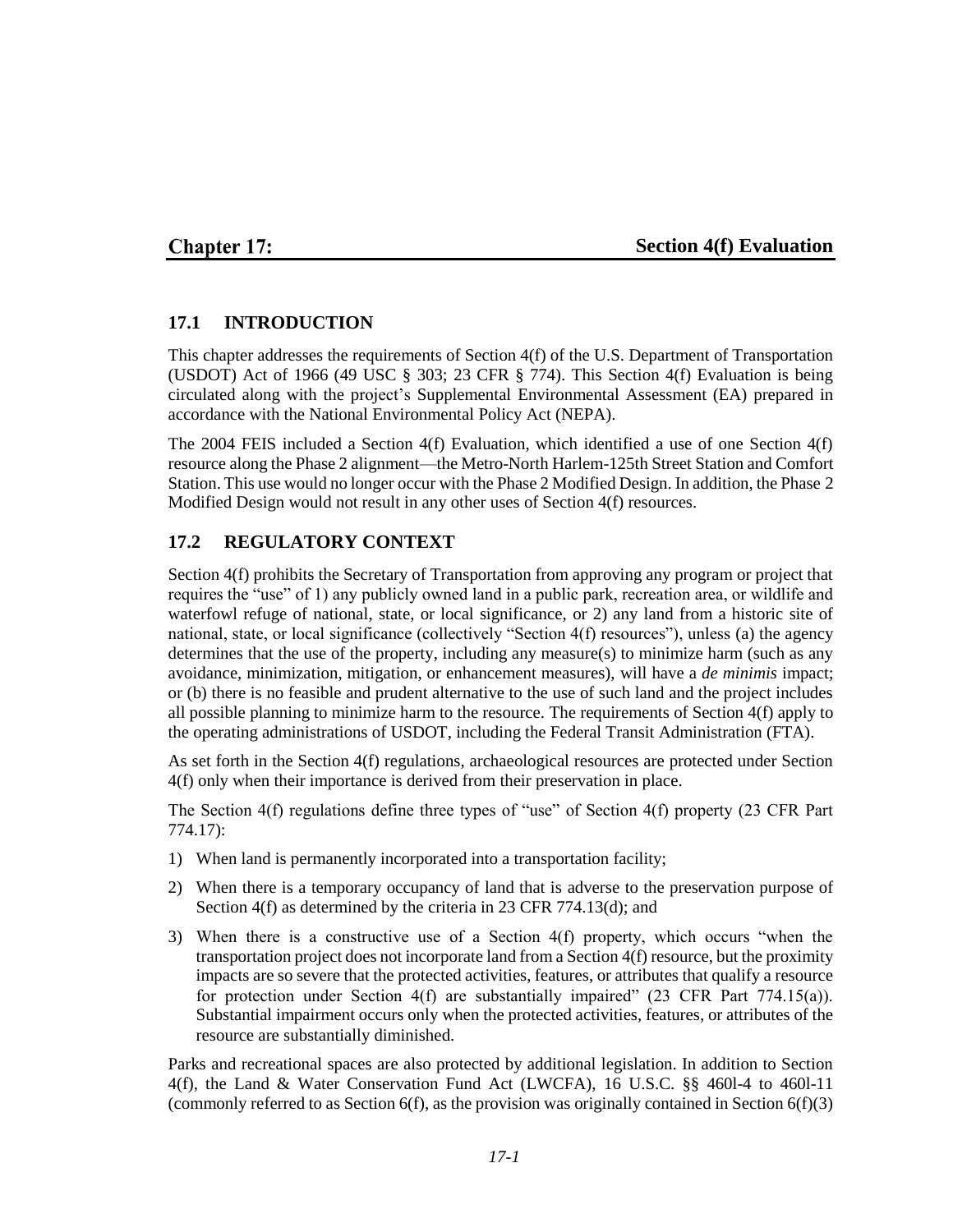# Chapter 17: Section 4(f) Evaluation

## 17.1 INTRODUCTION

This chapter addresses the requirements of Section 4(f) of the U.S. Department of Transportation (USDOT) Act of 1966 (49 USC § 303; 23 CFR § 774). This Section 4(f) Evaluation is being circulated along with the project's Supplemental Environmental Assessment (EA) prepared in accordance with the National Environmental Policy Act (NEPA).

The 2004 FEIS included a Section 4(f) Evaluation, which identified a use of one Section 4(f) resource along the Phase 2 alignment—the Metro-North Harlem-125th Street Station and Comfort Station. This use would no longer occur with the Phase 2 Modified Design. In addition, the Phase 2 Modified Design would not result in any other uses of Section 4(f) resources.

## 17.2 REGULATORY CONTEXT

Section 4(f) prohibits the Secretary of Transportation from approving any program or project that requires the "use" of 1) any publicly owned land in a public park, recreation area, or wildlife and waterfowl refuge of national, state, or local significance, or 2) any land from a historic site of national, state, or local significance (collectively "Section 4(f) resources"), unless (a) the agency determines that the use of the property, including any measure(s) to minimize harm (such as any avoidance, minimization, mitigation, or enhancement measures), will have a *de minimis* impact; or (b) there is no feasible and prudent alternative to the use of such land and the project includes all possible planning to minimize harm to the resource. The requirements of Section 4(f) apply to the operating administrations of USDOT, including the Federal Transit Administration (FTA).

As set forth in the Section 4(f) regulations, archaeological resources are protected under Section 4(f) only when their importance is derived from their preservation in place.

The Section 4(f) regulations define three types of "use" of Section 4(f) property (23 CFR Part 774.17):

1) When land is permanently incorporated into a transportation facility;
2) When there is a temporary occupancy of land that is adverse to the preservation purpose of Section 4(f) as determined by the criteria in 23 CFR 774.13(d); and
3) When there is a constructive use of a Section 4(f) property, which occurs "when the transportation project does not incorporate land from a Section 4(f) resource, but the proximity impacts are so severe that the protected activities, features, or attributes that qualify a resource for protection under Section 4(f) are substantially impaired" (23 CFR Part 774.15(a)). Substantial impairment occurs only when the protected activities, features, or attributes of the resource are substantially diminished.

Parks and recreational spaces are also protected by additional legislation. In addition to Section 4(f), the Land & Water Conservation Fund Act (LWCFA), 16 U.S.C. §§ 460l-4 to 460l-11 (commonly referred to as Section 6(f), as the provision was originally contained in Section 6(f)(3)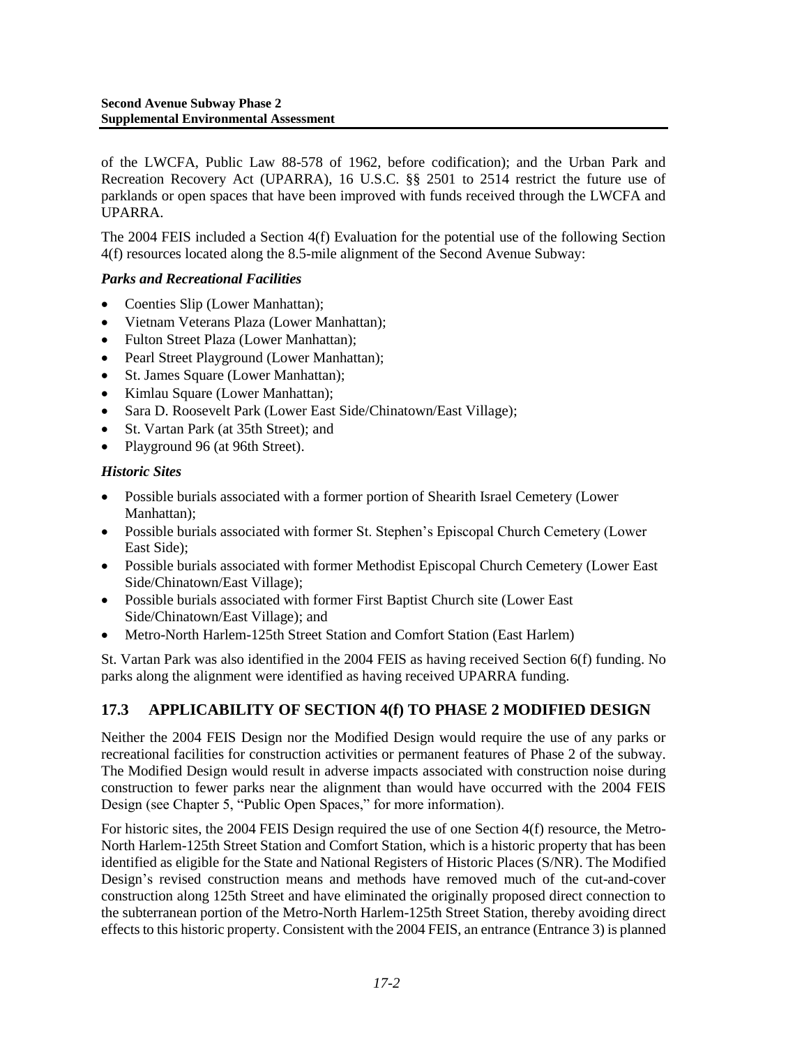of the LWCFA, Public Law 88-578 of 1962, before codification); and the Urban Park and Recreation Recovery Act (UPARRA), 16 U.S.C. §§ 2501 to 2514 restrict the future use of parklands or open spaces that have been improved with funds received through the LWCFA and UPARRA.

The 2004 FEIS included a Section 4(f) Evaluation for the potential use of the following Section 4(f) resources located along the 8.5-mile alignment of the Second Avenue Subway:

***Parks and Recreational Facilities***

- Coenties Slip (Lower Manhattan);
- Vietnam Veterans Plaza (Lower Manhattan);
- Fulton Street Plaza (Lower Manhattan);
- Pearl Street Playground (Lower Manhattan);
- St. James Square (Lower Manhattan);
- Kimlau Square (Lower Manhattan);
- Sara D. Roosevelt Park (Lower East Side/Chinatown/East Village);
- St. Vartan Park (at 35th Street); and
- Playground 96 (at 96th Street).

***Historic Sites***

- Possible burials associated with a former portion of Shearith Israel Cemetery (Lower Manhattan);
- Possible burials associated with former St. Stephen's Episcopal Church Cemetery (Lower East Side);
- Possible burials associated with former Methodist Episcopal Church Cemetery (Lower East Side/Chinatown/East Village);
- Possible burials associated with former First Baptist Church site (Lower East Side/Chinatown/East Village); and
- Metro-North Harlem-125th Street Station and Comfort Station (East Harlem)

St. Vartan Park was also identified in the 2004 FEIS as having received Section 6(f) funding. No parks along the alignment were identified as having received UPARRA funding.

## 17.3 APPLICABILITY OF SECTION 4(f) TO PHASE 2 MODIFIED DESIGN

Neither the 2004 FEIS Design nor the Modified Design would require the use of any parks or recreational facilities for construction activities or permanent features of Phase 2 of the subway. The Modified Design would result in adverse impacts associated with construction noise during construction to fewer parks near the alignment than would have occurred with the 2004 FEIS Design (see Chapter 5, "Public Open Spaces," for more information).

For historic sites, the 2004 FEIS Design required the use of one Section 4(f) resource, the Metro-North Harlem-125th Street Station and Comfort Station, which is a historic property that has been identified as eligible for the State and National Registers of Historic Places (S/NR). The Modified Design's revised construction means and methods have removed much of the cut-and-cover construction along 125th Street and have eliminated the originally proposed direct connection to the subterranean portion of the Metro-North Harlem-125th Street Station, thereby avoiding direct effects to this historic property. Consistent with the 2004 FEIS, an entrance (Entrance 3) is planned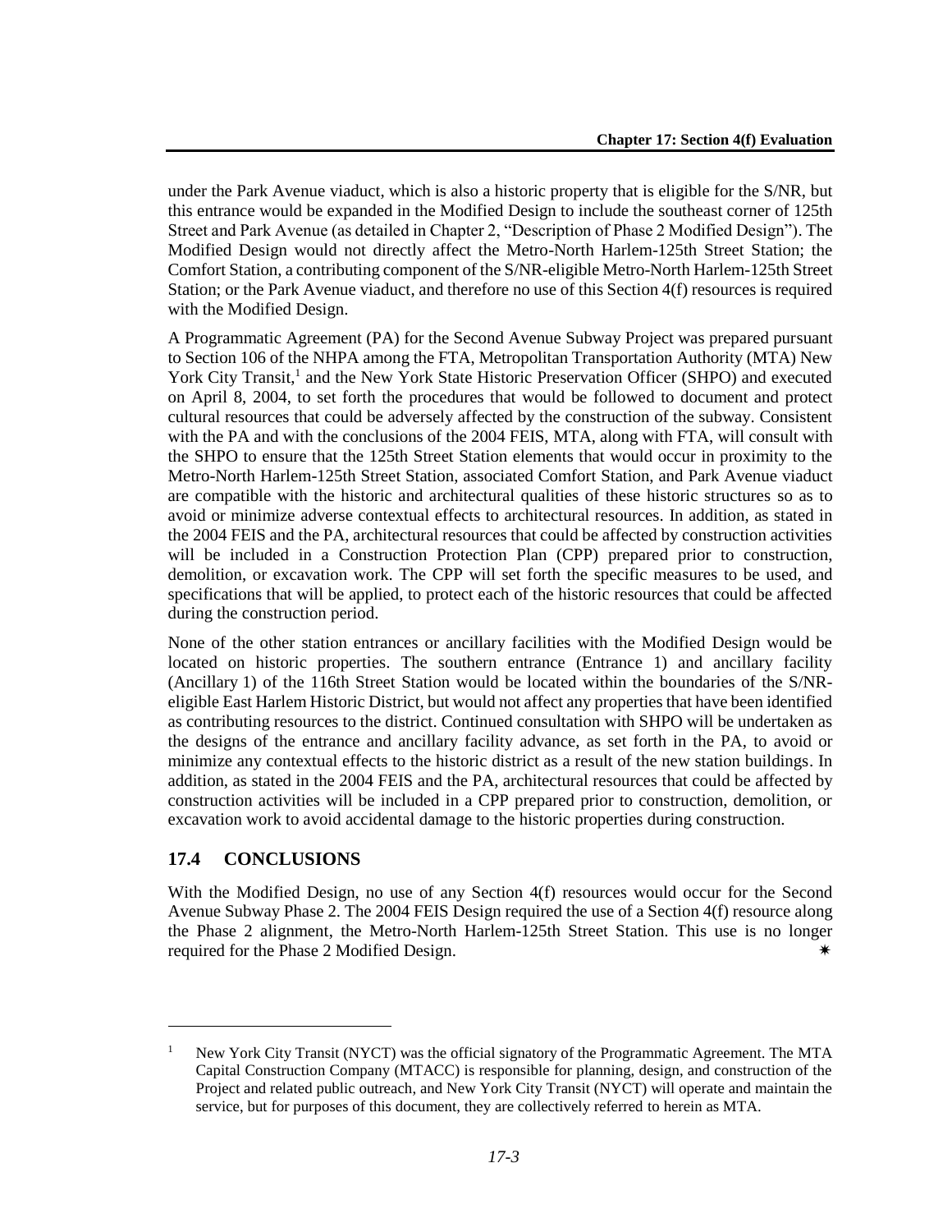under the Park Avenue viaduct, which is also a historic property that is eligible for the S/NR, but this entrance would be expanded in the Modified Design to include the southeast corner of 125th Street and Park Avenue (as detailed in Chapter 2, "Description of Phase 2 Modified Design"). The Modified Design would not directly affect the Metro-North Harlem-125th Street Station; the Comfort Station, a contributing component of the S/NR-eligible Metro-North Harlem-125th Street Station; or the Park Avenue viaduct, and therefore no use of this Section 4(f) resources is required with the Modified Design.

A Programmatic Agreement (PA) for the Second Avenue Subway Project was prepared pursuant to Section 106 of the NHPA among the FTA, Metropolitan Transportation Authority (MTA) New York City Transit,[1] and the New York State Historic Preservation Officer (SHPO) and executed on April 8, 2004, to set forth the procedures that would be followed to document and protect cultural resources that could be adversely affected by the construction of the subway. Consistent with the PA and with the conclusions of the 2004 FEIS, MTA, along with FTA, will consult with the SHPO to ensure that the 125th Street Station elements that would occur in proximity to the Metro-North Harlem-125th Street Station, associated Comfort Station, and Park Avenue viaduct are compatible with the historic and architectural qualities of these historic structures so as to avoid or minimize adverse contextual effects to architectural resources. In addition, as stated in the 2004 FEIS and the PA, architectural resources that could be affected by construction activities will be included in a Construction Protection Plan (CPP) prepared prior to construction, demolition, or excavation work. The CPP will set forth the specific measures to be used, and specifications that will be applied, to protect each of the historic resources that could be affected during the construction period.

None of the other station entrances or ancillary facilities with the Modified Design would be located on historic properties. The southern entrance (Entrance 1) and ancillary facility (Ancillary 1) of the 116th Street Station would be located within the boundaries of the S/NR-eligible East Harlem Historic District, but would not affect any properties that have been identified as contributing resources to the district. Continued consultation with SHPO will be undertaken as the designs of the entrance and ancillary facility advance, as set forth in the PA, to avoid or minimize any contextual effects to the historic district as a result of the new station buildings. In addition, as stated in the 2004 FEIS and the PA, architectural resources that could be affected by construction activities will be included in a CPP prepared prior to construction, demolition, or excavation work to avoid accidental damage to the historic properties during construction.

## 17.4 CONCLUSIONS

With the Modified Design, no use of any Section 4(f) resources would occur for the Second Avenue Subway Phase 2. The 2004 FEIS Design required the use of a Section 4(f) resource along the Phase 2 alignment, the Metro-North Harlem-125th Street Station. This use is no longer required for the Phase 2 Modified Design. ✴

---

[1] New York City Transit (NYCT) was the official signatory of the Programmatic Agreement. The MTA Capital Construction Company (MTACC) is responsible for planning, design, and construction of the Project and related public outreach, and New York City Transit (NYCT) will operate and maintain the service, but for purposes of this document, they are collectively referred to herein as MTA.